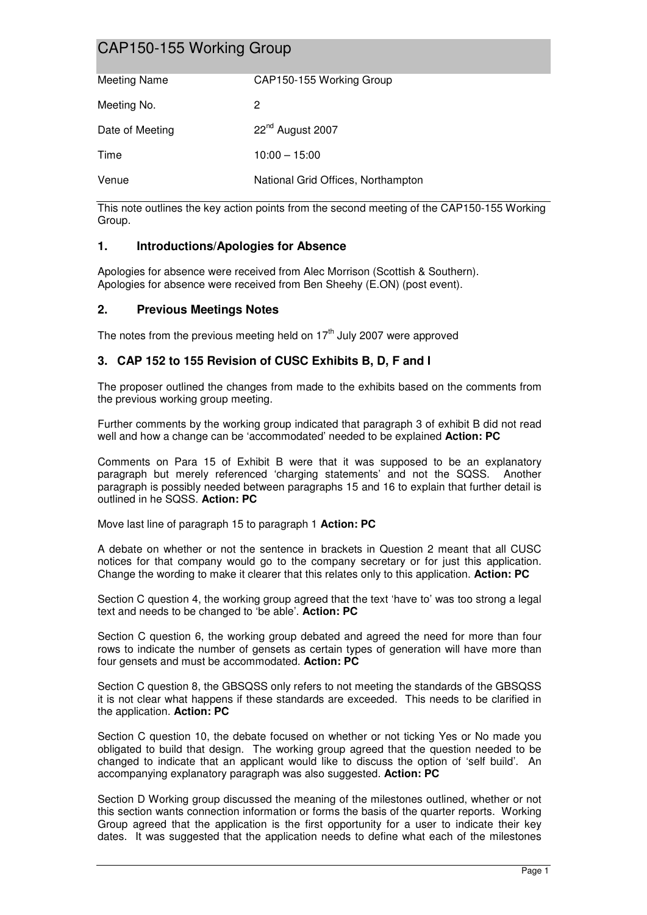# CAP150-155 Working Group

| Meeting Name | CAP150-155 Working Group |
|---|---|
| Meeting No. | 2 |
| Date of Meeting | 22nd August 2007 |
| Time | 10:00 – 15:00 |
| Venue | National Grid Offices, Northampton |

This note outlines the key action points from the second meeting of the CAP150-155 Working Group.

## 1. Introductions/Apologies for Absence

Apologies for absence were received from Alec Morrison (Scottish & Southern).
Apologies for absence were received from Ben Sheehy (E.ON) (post event).

## 2. Previous Meetings Notes

The notes from the previous meeting held on 17th July 2007 were approved

## 3. CAP 152 to 155 Revision of CUSC Exhibits B, D, F and I

The proposer outlined the changes from made to the exhibits based on the comments from the previous working group meeting.

Further comments by the working group indicated that paragraph 3 of exhibit B did not read well and how a change can be 'accommodated' needed to be explained **Action: PC**

Comments on Para 15 of Exhibit B were that it was supposed to be an explanatory paragraph but merely referenced 'charging statements' and not the SQSS. Another paragraph is possibly needed between paragraphs 15 and 16 to explain that further detail is outlined in he SQSS. **Action: PC**

Move last line of paragraph 15 to paragraph 1 **Action: PC**

A debate on whether or not the sentence in brackets in Question 2 meant that all CUSC notices for that company would go to the company secretary or for just this application. Change the wording to make it clearer that this relates only to this application. **Action: PC**

Section C question 4, the working group agreed that the text 'have to' was too strong a legal text and needs to be changed to 'be able'. **Action: PC**

Section C question 6, the working group debated and agreed the need for more than four rows to indicate the number of gensets as certain types of generation will have more than four gensets and must be accommodated. **Action: PC**

Section C question 8, the GBSQSS only refers to not meeting the standards of the GBSQSS it is not clear what happens if these standards are exceeded. This needs to be clarified in the application. **Action: PC**

Section C question 10, the debate focused on whether or not ticking Yes or No made you obligated to build that design. The working group agreed that the question needed to be changed to indicate that an applicant would like to discuss the option of 'self build'. An accompanying explanatory paragraph was also suggested. **Action: PC**

Section D Working group discussed the meaning of the milestones outlined, whether or not this section wants connection information or forms the basis of the quarter reports. Working Group agreed that the application is the first opportunity for a user to indicate their key dates. It was suggested that the application needs to define what each of the milestones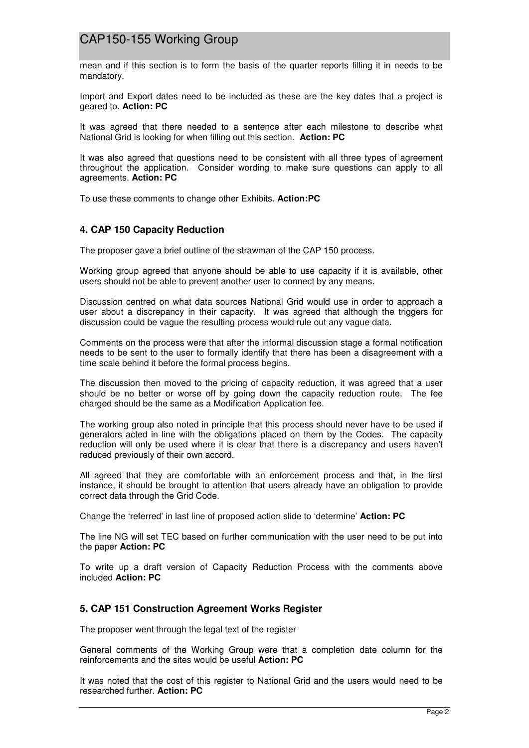mean and if this section is to form the basis of the quarter reports filling it in needs to be mandatory.

Import and Export dates need to be included as these are the key dates that a project is geared to. **Action: PC**

It was agreed that there needed to a sentence after each milestone to describe what National Grid is looking for when filling out this section. **Action: PC**

It was also agreed that questions need to be consistent with all three types of agreement throughout the application. Consider wording to make sure questions can apply to all agreements. **Action: PC**

To use these comments to change other Exhibits. **Action:PC**

### 4. CAP 150 Capacity Reduction

The proposer gave a brief outline of the strawman of the CAP 150 process.

Working group agreed that anyone should be able to use capacity if it is available, other users should not be able to prevent another user to connect by any means.

Discussion centred on what data sources National Grid would use in order to approach a user about a discrepancy in their capacity. It was agreed that although the triggers for discussion could be vague the resulting process would rule out any vague data.

Comments on the process were that after the informal discussion stage a formal notification needs to be sent to the user to formally identify that there has been a disagreement with a time scale behind it before the formal process begins.

The discussion then moved to the pricing of capacity reduction, it was agreed that a user should be no better or worse off by going down the capacity reduction route. The fee charged should be the same as a Modification Application fee.

The working group also noted in principle that this process should never have to be used if generators acted in line with the obligations placed on them by the Codes. The capacity reduction will only be used where it is clear that there is a discrepancy and users haven't reduced previously of their own accord.

All agreed that they are comfortable with an enforcement process and that, in the first instance, it should be brought to attention that users already have an obligation to provide correct data through the Grid Code.

Change the 'referred' in last line of proposed action slide to 'determine' **Action: PC**

The line NG will set TEC based on further communication with the user need to be put into the paper **Action: PC**

To write up a draft version of Capacity Reduction Process with the comments above included **Action: PC**

### 5. CAP 151 Construction Agreement Works Register

The proposer went through the legal text of the register

General comments of the Working Group were that a completion date column for the reinforcements and the sites would be useful **Action: PC**

It was noted that the cost of this register to National Grid and the users would need to be researched further. **Action: PC**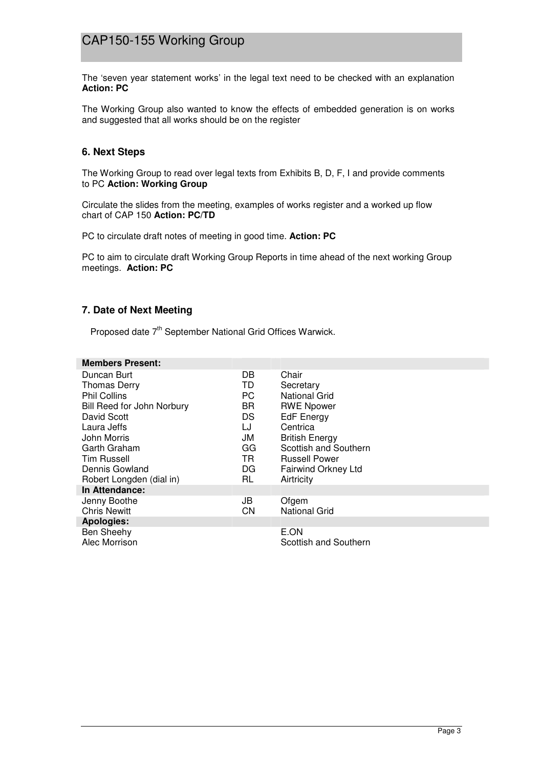The 'seven year statement works' in the legal text need to be checked with an explanation **Action: PC**

The Working Group also wanted to know the effects of embedded generation is on works and suggested that all works should be on the register

## 6. Next Steps

The Working Group to read over legal texts from Exhibits B, D, F, I and provide comments to PC **Action: Working Group**

Circulate the slides from the meeting, examples of works register and a worked up flow chart of CAP 150 **Action: PC/TD**

PC to circulate draft notes of meeting in good time. **Action: PC**

PC to aim to circulate draft Working Group Reports in time ahead of the next working Group meetings. **Action: PC**

## 7. Date of Next Meeting

Proposed date 7th September National Grid Offices Warwick.

| | | |
|---|---|---|
| **Members Present:** | | |
| Duncan Burt | DB | Chair |
| Thomas Derry | TD | Secretary |
| Phil Collins | PC | National Grid |
| Bill Reed for John Norbury | BR | RWE Npower |
| David Scott | DS | EdF Energy |
| Laura Jeffs | LJ | Centrica |
| John Morris | JM | British Energy |
| Garth Graham | GG | Scottish and Southern |
| Tim Russell | TR | Russell Power |
| Dennis Gowland | DG | Fairwind Orkney Ltd |
| Robert Longden (dial in) | RL | Airtricity |
| **In Attendance:** | | |
| Jenny Boothe | JB | Ofgem |
| Chris Newitt | CN | National Grid |
| **Apologies:** | | |
| Ben Sheehy | | E.ON |
| Alec Morrison | | Scottish and Southern |